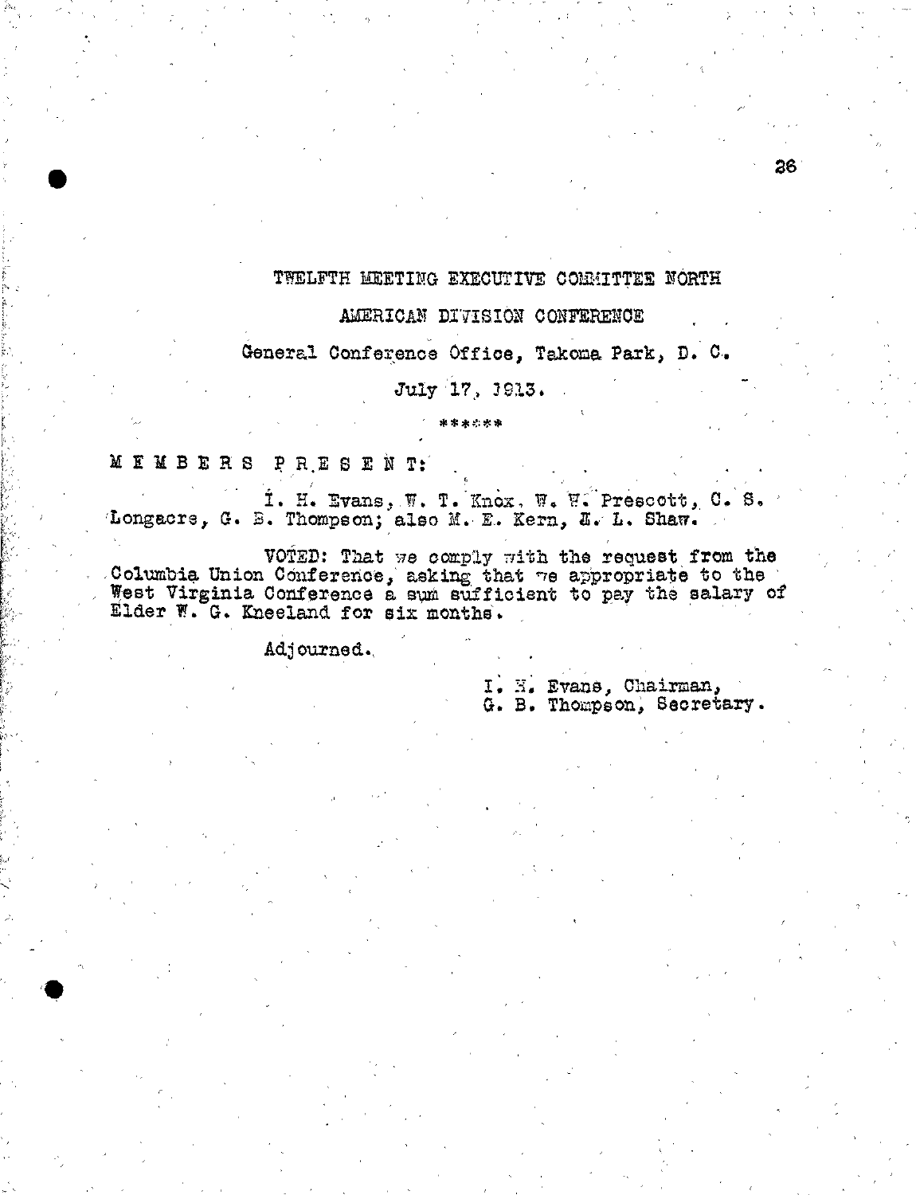# TWELFTH MEETING EXECUTIVE COMMITTEE NORTH

## AMERICAN DIVISION CONFERENCE

General Conference Office, Takoma Park, D. C.

July 17, 1913.

\*\*\*\*\*\*

MEMBERS PRESENT:

I. H. Evans, W. T. Knox, W. W. Prescott, C. S. Longacre, G. B. Thompson; also M. E. Kern, E. L. Shaw.

VOTED: That we comply with the request from the Columbia Union Conference, asking that we appropriate to the West Virginia Conference a sum sufficient to pay the salary of Elder W. G. Kneeland for six months.

Adjourned.

I. H. Evans, Chairman,
G. B. Thompson, Secretary.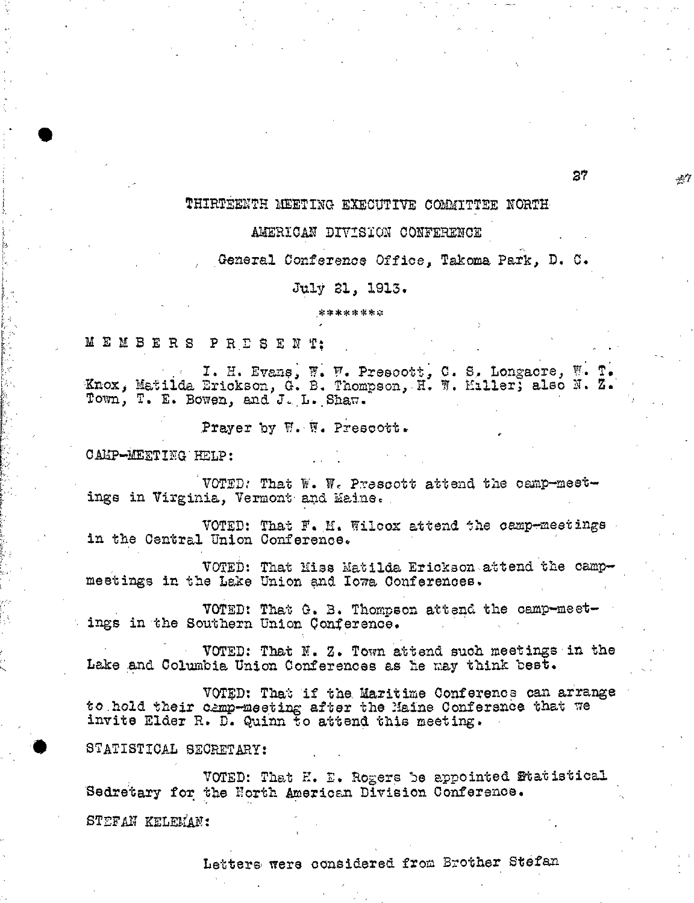# THIRTEENTH MEETING EXECUTIVE COMMITTEE NORTH AMERICAN DIVISION CONFERENCE

General Conference Office, Takoma Park, D. C.

July 21, 1913.

\*\*\*\*\*\*\*\*

M E M B E R S   P R E S E N T:

I. H. Evans, W. W. Prescott, C. S. Longacre, W. T. Knox, Matilda Erickson, G. B. Thompson, H. W. Miller; also N. Z. Town, T. E. Bowen, and J. L. Shaw.

Prayer by W. W. Prescott.

CAMP-MEETING HELP:

VOTED: That W. W. Prescott attend the camp-meetings in Virginia, Vermont and Maine.

VOTED: That F. M. Wilcox attend the camp-meetings in the Central Union Conference.

VOTED: That Miss Matilda Erickson attend the camp-meetings in the Lake Union and Iowa Conferences.

VOTED: That G. B. Thompson attend the camp-meetings in the Southern Union Conference.

VOTED: That N. Z. Town attend such meetings in the Lake and Columbia Union Conferences as he may think best.

VOTED: That if the Maritime Conference can arrange to hold their camp-meeting after the Maine Conference that we invite Elder R. D. Quinn to attend this meeting.

STATISTICAL SECRETARY:

VOTED: That H. E. Rogers be appointed Statistical Sedretary for the North American Division Conference.

STEFAN KELEMAN:

Letters were considered from Brother Stefan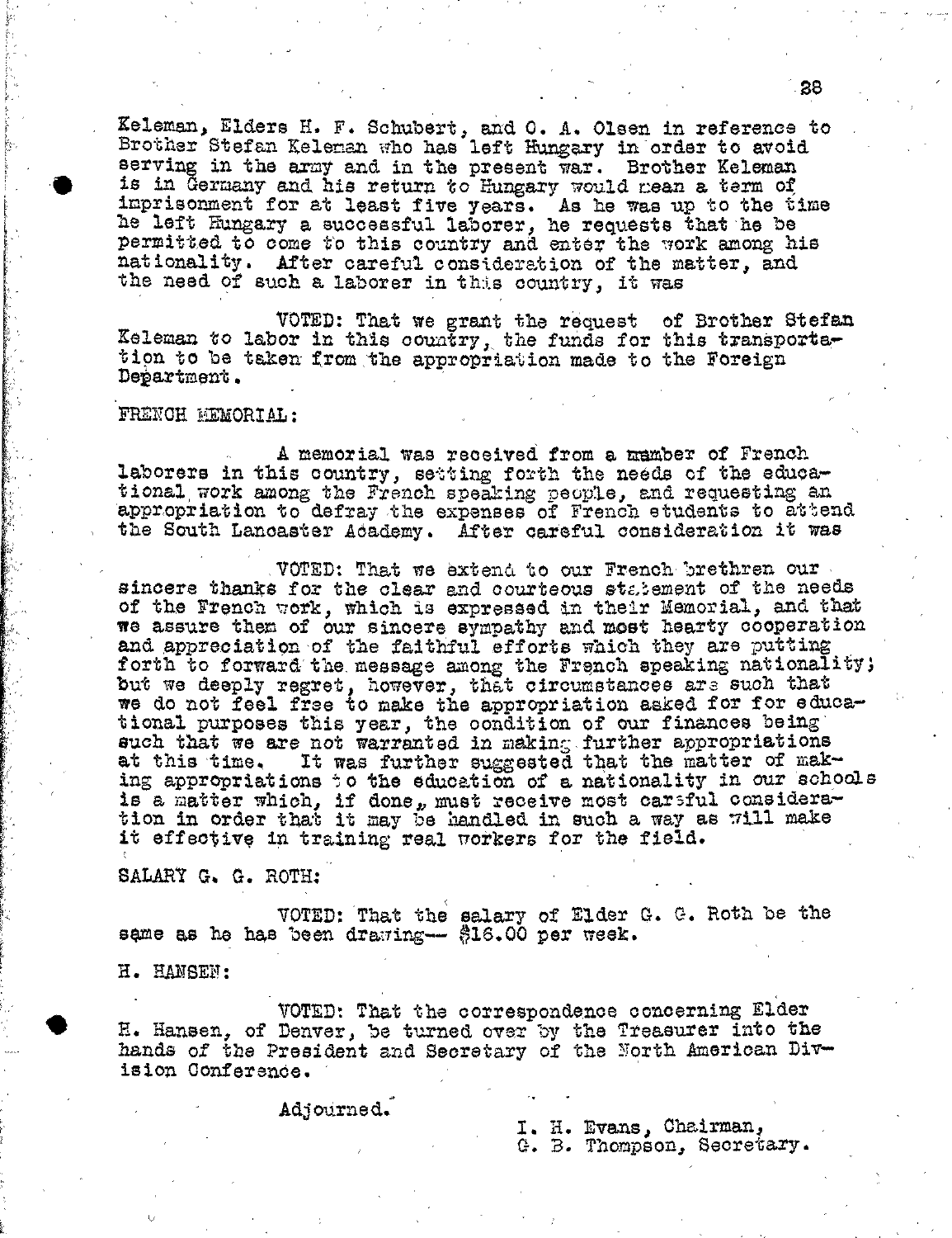Keleman, Elders H. F. Schubert, and O. A. Olsen in reference to Brother Stefan Keleman who has left Hungary in order to avoid serving in the army and in the present war. Brother Keleman is in Germany and his return to Hungary would mean a term of imprisonment for at least five years. As he was up to the time he left Hungary a successful laborer, he requests that he be permitted to come to this country and enter the work among his nationality. After careful consideration of the matter, and the need of such a laborer in this country, it was

VOTED: That we grant the request of Brother Stefan Keleman to labor in this country, the funds for this transportation to be taken from the appropriation made to the Foreign Department.

FRENCH MEMORIAL:

A memorial was received from a number of French laborers in this country, setting forth the needs of the educational work among the French speaking people, and requesting an appropriation to defray the expenses of French students to attend the South Lancaster Academy. After careful consideration it was

VOTED: That we extend to our French brethren our sincere thanks for the clear and courteous statement of the needs of the French work, which is expressed in their Memorial, and that we assure them of our sincere sympathy and most hearty cooperation and appreciation of the faithful efforts which they are putting forth to forward the message among the French speaking nationality; but we deeply regret, however, that circumstances are such that we do not feel free to make the appropriation asked for for educational purposes this year, the condition of our finances being such that we are not warranted in making further appropriations at this time. It was further suggested that the matter of making appropriations to the education of a nationality in our schools is a matter which, if done, must receive most careful consideration in order that it may be handled in such a way as will make it effective in training real workers for the field.

SALARY G. G. ROTH:

VOTED: That the salary of Elder G. G. Roth be the same as he has been drawing— $16.00 per week.

H. HANSEN:

VOTED: That the correspondence concerning Elder H. Hansen, of Denver, be turned over by the Treasurer into the hands of the President and Secretary of the North American Division Conference.

Adjourned.

I. H. Evans, Chairman,
G. B. Thompson, Secretary.